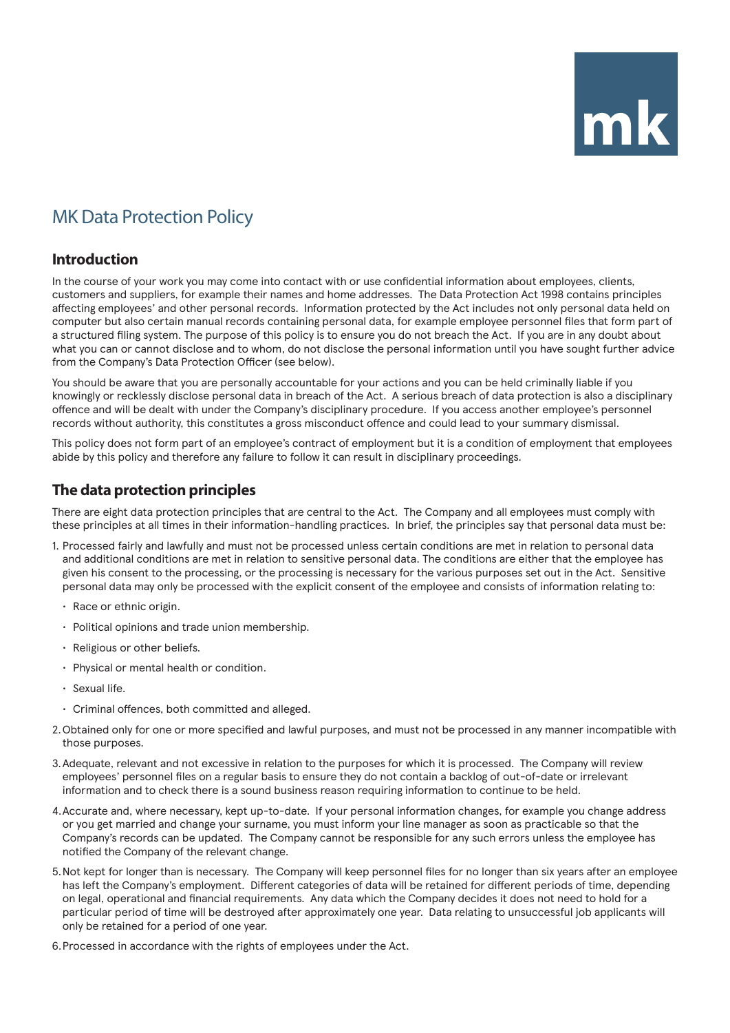# MK Data Protection Policy

## Introduction

In the course of your work you may come into contact with or use confidential information about employees, clients, customers and suppliers, for example their names and home addresses. The Data Protection Act 1998 contains principles affecting employees' and other personal records. Information protected by the Act includes not only personal data held on computer but also certain manual records containing personal data, for example employee personnel files that form part of a structured filing system. The purpose of this policy is to ensure you do not breach the Act. If you are in any doubt about what you can or cannot disclose and to whom, do not disclose the personal information until you have sought further advice from the Company's Data Protection Officer (see below).

You should be aware that you are personally accountable for your actions and you can be held criminally liable if you knowingly or recklessly disclose personal data in breach of the Act. A serious breach of data protection is also a disciplinary offence and will be dealt with under the Company's disciplinary procedure. If you access another employee's personnel records without authority, this constitutes a gross misconduct offence and could lead to your summary dismissal.

This policy does not form part of an employee's contract of employment but it is a condition of employment that employees abide by this policy and therefore any failure to follow it can result in disciplinary proceedings.

## The data protection principles

There are eight data protection principles that are central to the Act. The Company and all employees must comply with these principles at all times in their information-handling practices. In brief, the principles say that personal data must be:

1. Processed fairly and lawfully and must not be processed unless certain conditions are met in relation to personal data and additional conditions are met in relation to sensitive personal data. The conditions are either that the employee has given his consent to the processing, or the processing is necessary for the various purposes set out in the Act. Sensitive personal data may only be processed with the explicit consent of the employee and consists of information relating to:
   - Race or ethnic origin.
   - Political opinions and trade union membership.
   - Religious or other beliefs.
   - Physical or mental health or condition.
   - Sexual life.
   - Criminal offences, both committed and alleged.
2. Obtained only for one or more specified and lawful purposes, and must not be processed in any manner incompatible with those purposes.
3. Adequate, relevant and not excessive in relation to the purposes for which it is processed. The Company will review employees' personnel files on a regular basis to ensure they do not contain a backlog of out-of-date or irrelevant information and to check there is a sound business reason requiring information to continue to be held.
4. Accurate and, where necessary, kept up-to-date. If your personal information changes, for example you change address or you get married and change your surname, you must inform your line manager as soon as practicable so that the Company's records can be updated. The Company cannot be responsible for any such errors unless the employee has notified the Company of the relevant change.
5. Not kept for longer than is necessary. The Company will keep personnel files for no longer than six years after an employee has left the Company's employment. Different categories of data will be retained for different periods of time, depending on legal, operational and financial requirements. Any data which the Company decides it does not need to hold for a particular period of time will be destroyed after approximately one year. Data relating to unsuccessful job applicants will only be retained for a period of one year.
6. Processed in accordance with the rights of employees under the Act.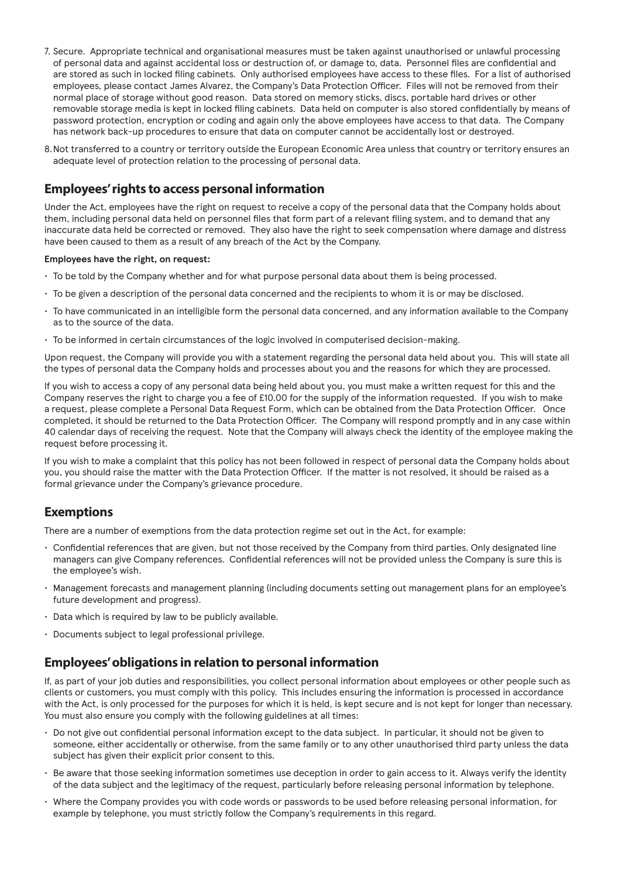7. Secure. Appropriate technical and organisational measures must be taken against unauthorised or unlawful processing of personal data and against accidental loss or destruction of, or damage to, data. Personnel files are confidential and are stored as such in locked filing cabinets. Only authorised employees have access to these files. For a list of authorised employees, please contact James Alvarez, the Company's Data Protection Officer. Files will not be removed from their normal place of storage without good reason. Data stored on memory sticks, discs, portable hard drives or other removable storage media is kept in locked filing cabinets. Data held on computer is also stored confidentially by means of password protection, encryption or coding and again only the above employees have access to that data. The Company has network back-up procedures to ensure that data on computer cannot be accidentally lost or destroyed.

8. Not transferred to a country or territory outside the European Economic Area unless that country or territory ensures an adequate level of protection relation to the processing of personal data.

## Employees' rights to access personal information

Under the Act, employees have the right on request to receive a copy of the personal data that the Company holds about them, including personal data held on personnel files that form part of a relevant filing system, and to demand that any inaccurate data held be corrected or removed. They also have the right to seek compensation where damage and distress have been caused to them as a result of any breach of the Act by the Company.

**Employees have the right, on request:**

- To be told by the Company whether and for what purpose personal data about them is being processed.
- To be given a description of the personal data concerned and the recipients to whom it is or may be disclosed.
- To have communicated in an intelligible form the personal data concerned, and any information available to the Company as to the source of the data.
- To be informed in certain circumstances of the logic involved in computerised decision-making.

Upon request, the Company will provide you with a statement regarding the personal data held about you. This will state all the types of personal data the Company holds and processes about you and the reasons for which they are processed.

If you wish to access a copy of any personal data being held about you, you must make a written request for this and the Company reserves the right to charge you a fee of £10.00 for the supply of the information requested. If you wish to make a request, please complete a Personal Data Request Form, which can be obtained from the Data Protection Officer. Once completed, it should be returned to the Data Protection Officer. The Company will respond promptly and in any case within 40 calendar days of receiving the request. Note that the Company will always check the identity of the employee making the request before processing it.

If you wish to make a complaint that this policy has not been followed in respect of personal data the Company holds about you, you should raise the matter with the Data Protection Officer. If the matter is not resolved, it should be raised as a formal grievance under the Company's grievance procedure.

## Exemptions

There are a number of exemptions from the data protection regime set out in the Act, for example:

- Confidential references that are given, but not those received by the Company from third parties. Only designated line managers can give Company references. Confidential references will not be provided unless the Company is sure this is the employee's wish.
- Management forecasts and management planning (including documents setting out management plans for an employee's future development and progress).
- Data which is required by law to be publicly available.
- Documents subject to legal professional privilege.

## Employees' obligations in relation to personal information

If, as part of your job duties and responsibilities, you collect personal information about employees or other people such as clients or customers, you must comply with this policy. This includes ensuring the information is processed in accordance with the Act, is only processed for the purposes for which it is held, is kept secure and is not kept for longer than necessary. You must also ensure you comply with the following guidelines at all times:

- Do not give out confidential personal information except to the data subject. In particular, it should not be given to someone, either accidentally or otherwise, from the same family or to any other unauthorised third party unless the data subject has given their explicit prior consent to this.
- Be aware that those seeking information sometimes use deception in order to gain access to it. Always verify the identity of the data subject and the legitimacy of the request, particularly before releasing personal information by telephone.
- Where the Company provides you with code words or passwords to be used before releasing personal information, for example by telephone, you must strictly follow the Company's requirements in this regard.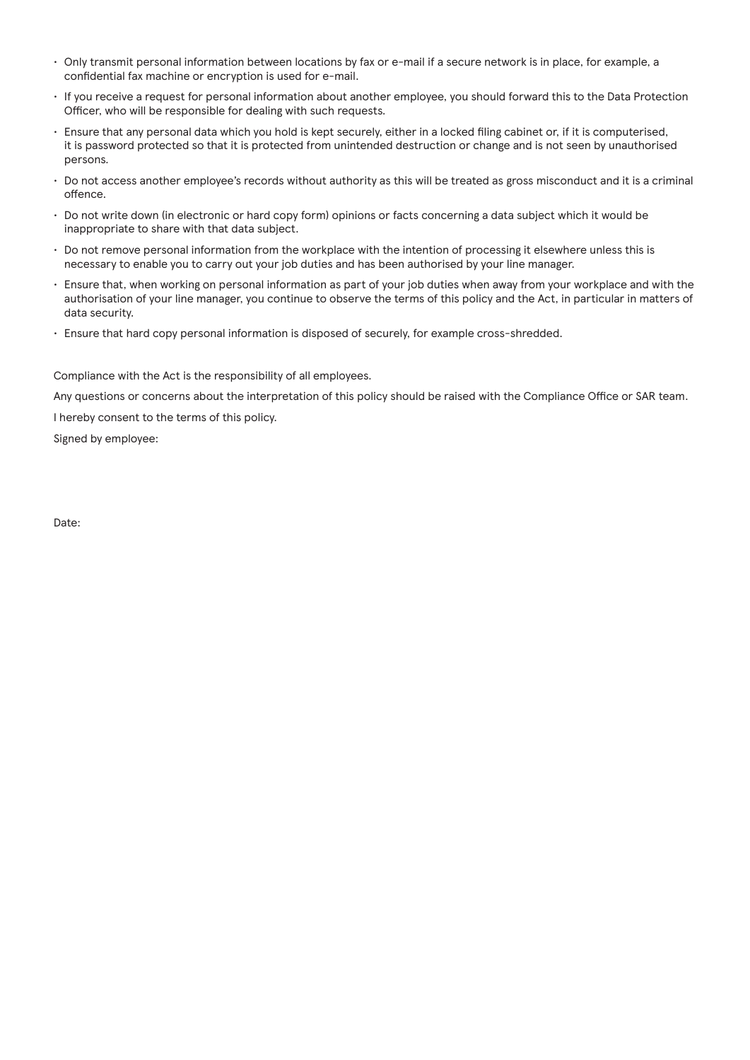- Only transmit personal information between locations by fax or e-mail if a secure network is in place, for example, a confidential fax machine or encryption is used for e-mail.
- If you receive a request for personal information about another employee, you should forward this to the Data Protection Officer, who will be responsible for dealing with such requests.
- Ensure that any personal data which you hold is kept securely, either in a locked filing cabinet or, if it is computerised, it is password protected so that it is protected from unintended destruction or change and is not seen by unauthorised persons.
- Do not access another employee's records without authority as this will be treated as gross misconduct and it is a criminal offence.
- Do not write down (in electronic or hard copy form) opinions or facts concerning a data subject which it would be inappropriate to share with that data subject.
- Do not remove personal information from the workplace with the intention of processing it elsewhere unless this is necessary to enable you to carry out your job duties and has been authorised by your line manager.
- Ensure that, when working on personal information as part of your job duties when away from your workplace and with the authorisation of your line manager, you continue to observe the terms of this policy and the Act, in particular in matters of data security.
- Ensure that hard copy personal information is disposed of securely, for example cross-shredded.

Compliance with the Act is the responsibility of all employees.

Any questions or concerns about the interpretation of this policy should be raised with the Compliance Office or SAR team.

I hereby consent to the terms of this policy.

Signed by employee:

Date: